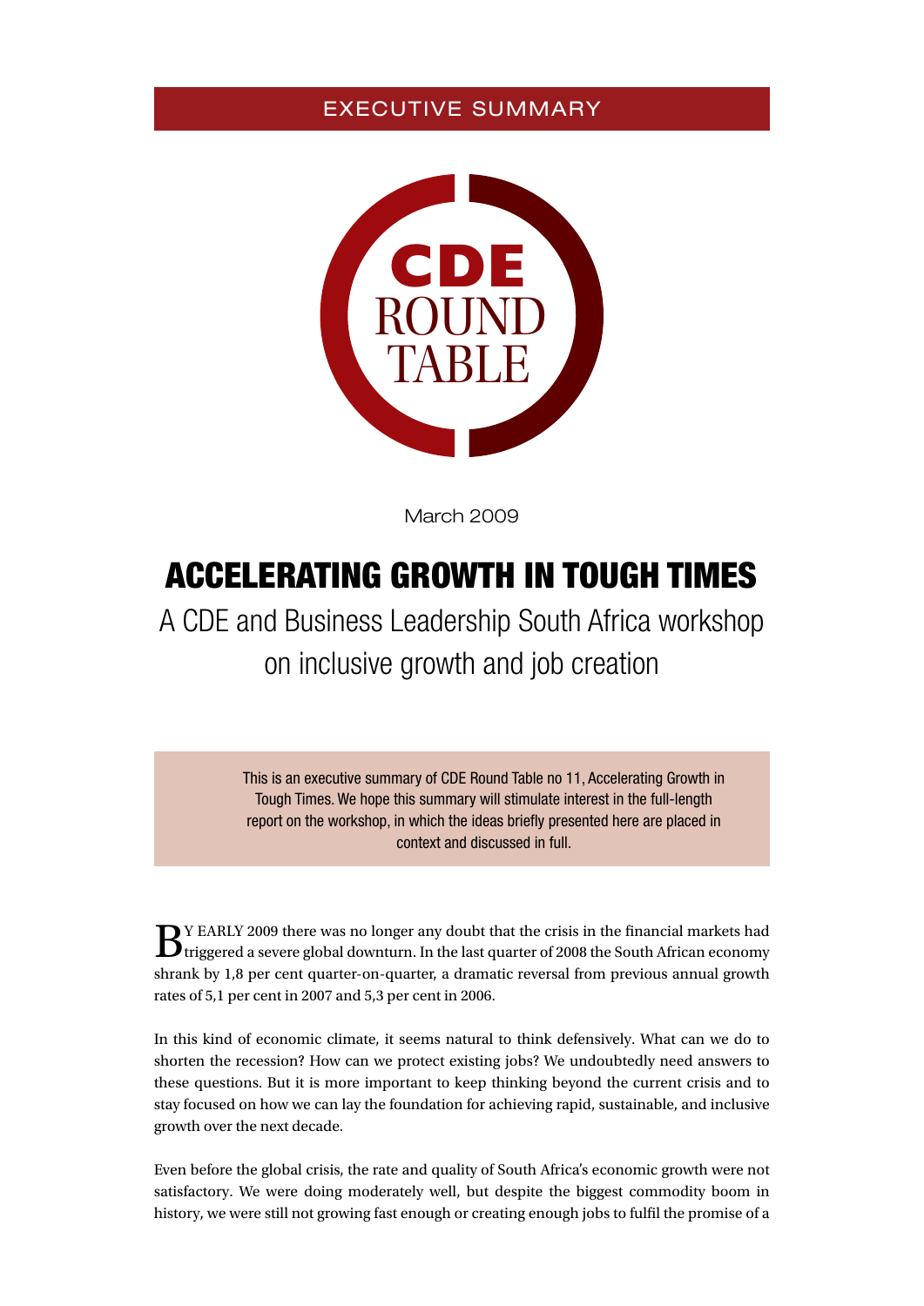EXECUTIVE SUMMARY

CDE ROUND TABLE

March 2009

# ACCELERATING GROWTH IN TOUGH TIMES

## A CDE and Business Leadership South Africa workshop on inclusive growth and job creation

> This is an executive summary of CDE Round Table no 11, Accelerating Growth in Tough Times. We hope this summary will stimulate interest in the full-length report on the workshop, in which the ideas briefly presented here are placed in context and discussed in full.

BY EARLY 2009 there was no longer any doubt that the crisis in the financial markets had triggered a severe global downturn. In the last quarter of 2008 the South African economy shrank by 1,8 per cent quarter-on-quarter, a dramatic reversal from previous annual growth rates of 5,1 per cent in 2007 and 5,3 per cent in 2006.

In this kind of economic climate, it seems natural to think defensively. What can we do to shorten the recession? How can we protect existing jobs? We undoubtedly need answers to these questions. But it is more important to keep thinking beyond the current crisis and to stay focused on how we can lay the foundation for achieving rapid, sustainable, and inclusive growth over the next decade.

Even before the global crisis, the rate and quality of South Africa's economic growth were not satisfactory. We were doing moderately well, but despite the biggest commodity boom in history, we were still not growing fast enough or creating enough jobs to fulfil the promise of a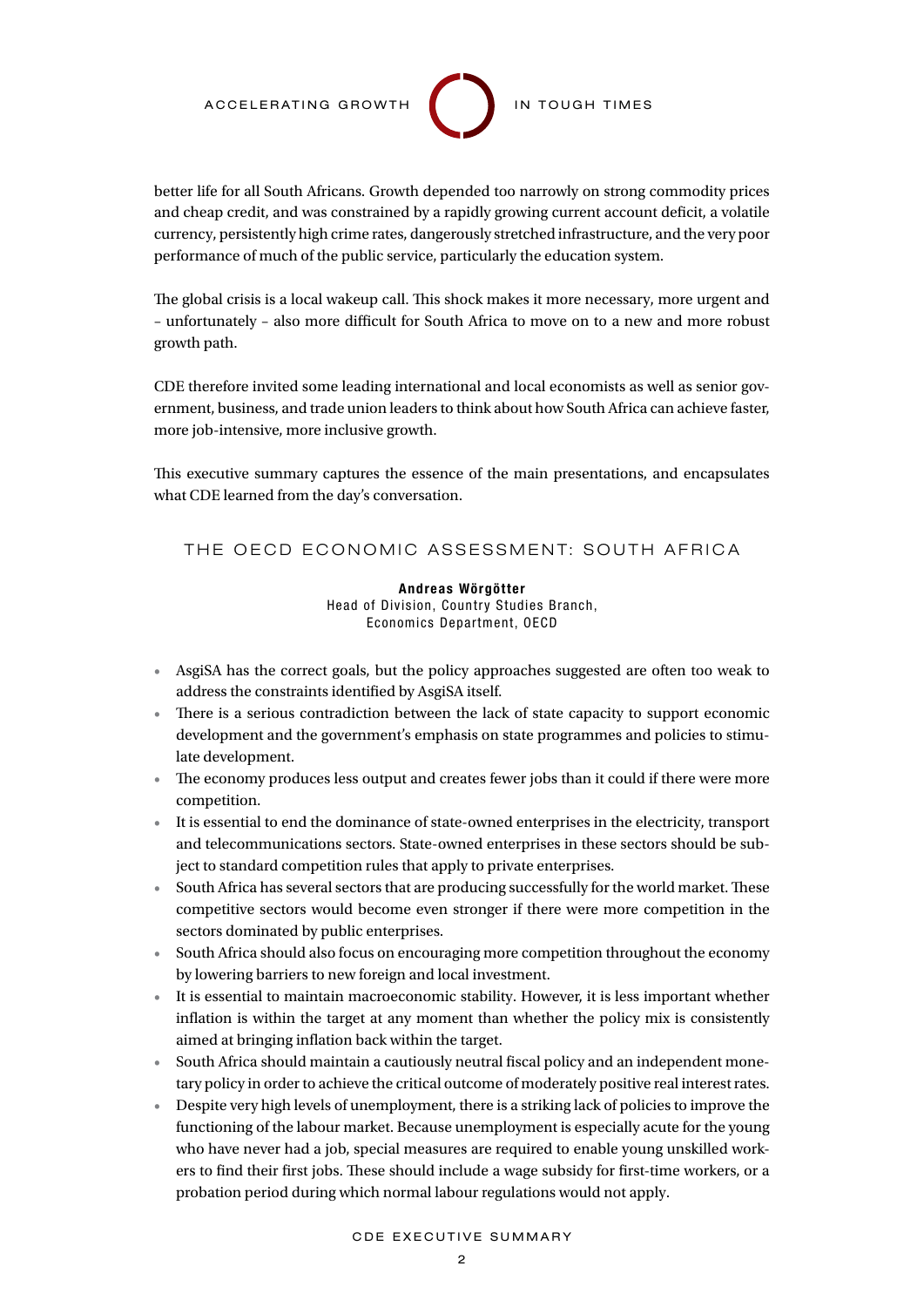better life for all South Africans. Growth depended too narrowly on strong commodity prices and cheap credit, and was constrained by a rapidly growing current account deficit, a volatile currency, persistently high crime rates, dangerously stretched infrastructure, and the very poor performance of much of the public service, particularly the education system.

The global crisis is a local wakeup call. This shock makes it more necessary, more urgent and – unfortunately – also more difficult for South Africa to move on to a new and more robust growth path.

CDE therefore invited some leading international and local economists as well as senior government, business, and trade union leaders to think about how South Africa can achieve faster, more job-intensive, more inclusive growth.

This executive summary captures the essence of the main presentations, and encapsulates what CDE learned from the day's conversation.

## THE OECD ECONOMIC ASSESSMENT: SOUTH AFRICA

**Andreas Wörgötter**
Head of Division, Country Studies Branch, Economics Department, OECD

- AsgiSA has the correct goals, but the policy approaches suggested are often too weak to address the constraints identified by AsgiSA itself.
- There is a serious contradiction between the lack of state capacity to support economic development and the government's emphasis on state programmes and policies to stimulate development.
- The economy produces less output and creates fewer jobs than it could if there were more competition.
- It is essential to end the dominance of state-owned enterprises in the electricity, transport and telecommunications sectors. State-owned enterprises in these sectors should be subject to standard competition rules that apply to private enterprises.
- South Africa has several sectors that are producing successfully for the world market. These competitive sectors would become even stronger if there were more competition in the sectors dominated by public enterprises.
- South Africa should also focus on encouraging more competition throughout the economy by lowering barriers to new foreign and local investment.
- It is essential to maintain macroeconomic stability. However, it is less important whether inflation is within the target at any moment than whether the policy mix is consistently aimed at bringing inflation back within the target.
- South Africa should maintain a cautiously neutral fiscal policy and an independent monetary policy in order to achieve the critical outcome of moderately positive real interest rates.
- Despite very high levels of unemployment, there is a striking lack of policies to improve the functioning of the labour market. Because unemployment is especially acute for the young who have never had a job, special measures are required to enable young unskilled workers to find their first jobs. These should include a wage subsidy for first-time workers, or a probation period during which normal labour regulations would not apply.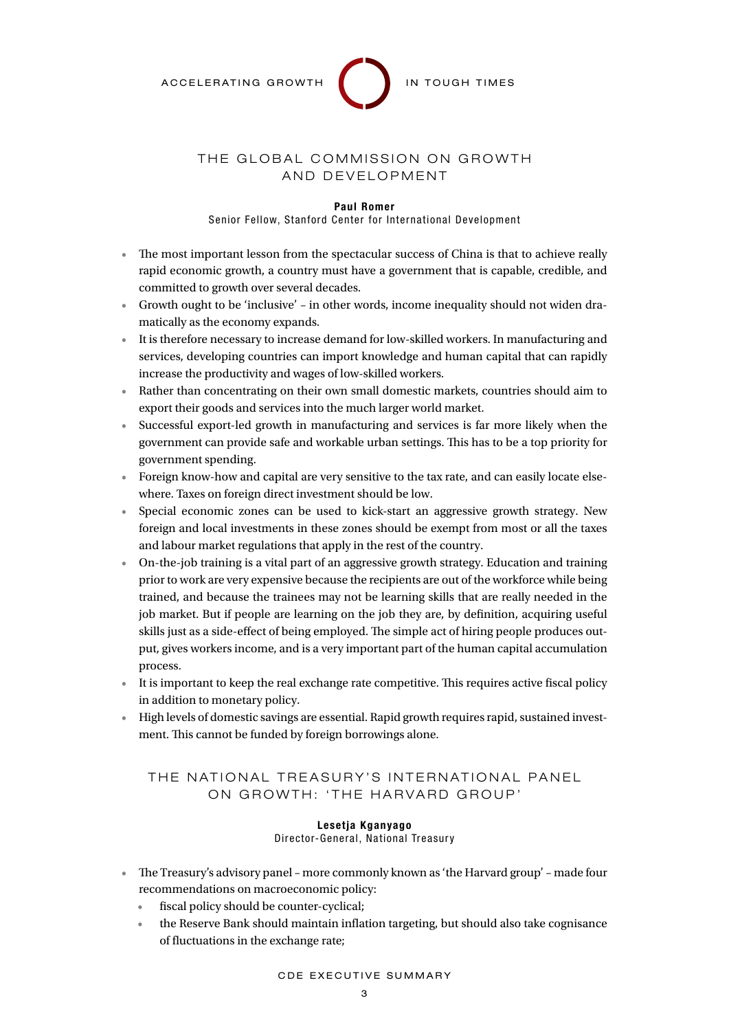## THE GLOBAL COMMISSION ON GROWTH AND DEVELOPMENT

**Paul Romer**
Senior Fellow, Stanford Center for International Development

- The most important lesson from the spectacular success of China is that to achieve really rapid economic growth, a country must have a government that is capable, credible, and committed to growth over several decades.
- Growth ought to be 'inclusive' – in other words, income inequality should not widen dramatically as the economy expands.
- It is therefore necessary to increase demand for low-skilled workers. In manufacturing and services, developing countries can import knowledge and human capital that can rapidly increase the productivity and wages of low-skilled workers.
- Rather than concentrating on their own small domestic markets, countries should aim to export their goods and services into the much larger world market.
- Successful export-led growth in manufacturing and services is far more likely when the government can provide safe and workable urban settings. This has to be a top priority for government spending.
- Foreign know-how and capital are very sensitive to the tax rate, and can easily locate elsewhere. Taxes on foreign direct investment should be low.
- Special economic zones can be used to kick-start an aggressive growth strategy. New foreign and local investments in these zones should be exempt from most or all the taxes and labour market regulations that apply in the rest of the country.
- On-the-job training is a vital part of an aggressive growth strategy. Education and training prior to work are very expensive because the recipients are out of the workforce while being trained, and because the trainees may not be learning skills that are really needed in the job market. But if people are learning on the job they are, by definition, acquiring useful skills just as a side-effect of being employed. The simple act of hiring people produces output, gives workers income, and is a very important part of the human capital accumulation process.
- It is important to keep the real exchange rate competitive. This requires active fiscal policy in addition to monetary policy.
- High levels of domestic savings are essential. Rapid growth requires rapid, sustained investment. This cannot be funded by foreign borrowings alone.

## THE NATIONAL TREASURY'S INTERNATIONAL PANEL ON GROWTH: 'THE HARVARD GROUP'

**Lesetja Kganyago**
Director-General, National Treasury

- The Treasury's advisory panel – more commonly known as 'the Harvard group' – made four recommendations on macroeconomic policy:
  - fiscal policy should be counter-cyclical;
  - the Reserve Bank should maintain inflation targeting, but should also take cognisance of fluctuations in the exchange rate;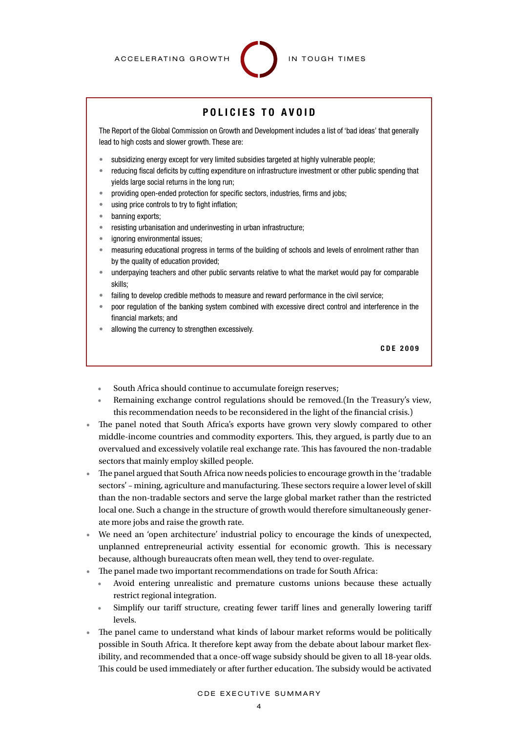## POLICIES TO AVOID

The Report of the Global Commission on Growth and Development includes a list of 'bad ideas' that generally lead to high costs and slower growth. These are:

- subsidizing energy except for very limited subsidies targeted at highly vulnerable people;
- reducing fiscal deficits by cutting expenditure on infrastructure investment or other public spending that yields large social returns in the long run;
- providing open-ended protection for specific sectors, industries, firms and jobs;
- using price controls to try to fight inflation;
- banning exports;
- resisting urbanisation and underinvesting in urban infrastructure;
- ignoring environmental issues;
- measuring educational progress in terms of the building of schools and levels of enrolment rather than by the quality of education provided;
- underpaying teachers and other public servants relative to what the market would pay for comparable skills;
- failing to develop credible methods to measure and reward performance in the civil service;
- poor regulation of the banking system combined with excessive direct control and interference in the financial markets; and
- allowing the currency to strengthen excessively.

**CDE 2009**

  - South Africa should continue to accumulate foreign reserves;
  - Remaining exchange control regulations should be removed.(In the Treasury's view, this recommendation needs to be reconsidered in the light of the financial crisis.)
- The panel noted that South Africa's exports have grown very slowly compared to other middle-income countries and commodity exporters. This, they argued, is partly due to an overvalued and excessively volatile real exchange rate. This has favoured the non-tradable sectors that mainly employ skilled people.
- The panel argued that South Africa now needs policies to encourage growth in the 'tradable sectors' – mining, agriculture and manufacturing. These sectors require a lower level of skill than the non-tradable sectors and serve the large global market rather than the restricted local one. Such a change in the structure of growth would therefore simultaneously generate more jobs and raise the growth rate.
- We need an 'open architecture' industrial policy to encourage the kinds of unexpected, unplanned entrepreneurial activity essential for economic growth. This is necessary because, although bureaucrats often mean well, they tend to over-regulate.
- The panel made two important recommendations on trade for South Africa:
  - Avoid entering unrealistic and premature customs unions because these actually restrict regional integration.
  - Simplify our tariff structure, creating fewer tariff lines and generally lowering tariff levels.
- The panel came to understand what kinds of labour market reforms would be politically possible in South Africa. It therefore kept away from the debate about labour market flexibility, and recommended that a once-off wage subsidy should be given to all 18-year olds. This could be used immediately or after further education. The subsidy would be activated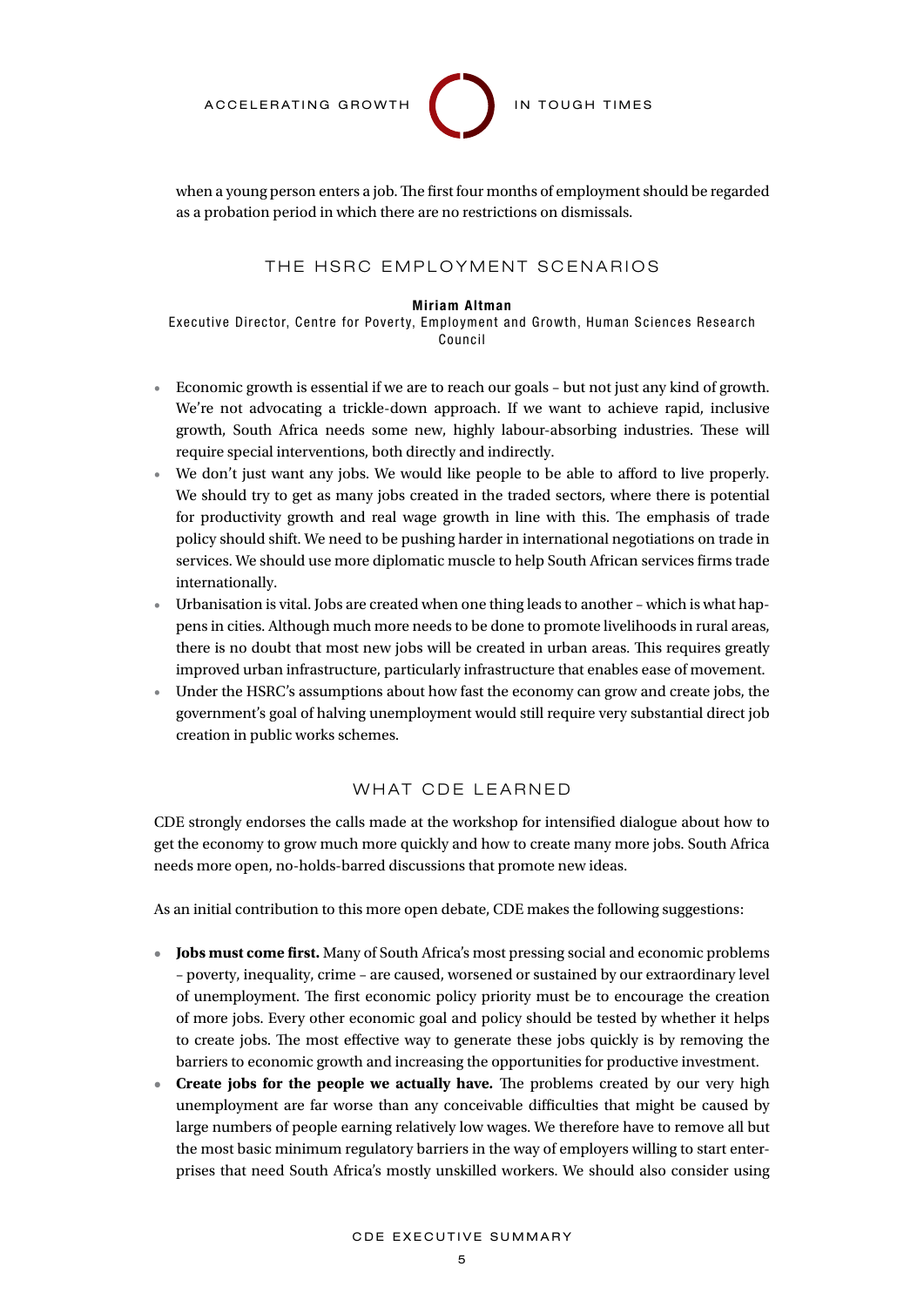when a young person enters a job. The first four months of employment should be regarded as a probation period in which there are no restrictions on dismissals.

## THE HSRC EMPLOYMENT SCENARIOS

**Miriam Altman**
Executive Director, Centre for Poverty, Employment and Growth, Human Sciences Research Council

- Economic growth is essential if we are to reach our goals – but not just any kind of growth. We're not advocating a trickle-down approach. If we want to achieve rapid, inclusive growth, South Africa needs some new, highly labour-absorbing industries. These will require special interventions, both directly and indirectly.
- We don't just want any jobs. We would like people to be able to afford to live properly. We should try to get as many jobs created in the traded sectors, where there is potential for productivity growth and real wage growth in line with this. The emphasis of trade policy should shift. We need to be pushing harder in international negotiations on trade in services. We should use more diplomatic muscle to help South African services firms trade internationally.
- Urbanisation is vital. Jobs are created when one thing leads to another – which is what happens in cities. Although much more needs to be done to promote livelihoods in rural areas, there is no doubt that most new jobs will be created in urban areas. This requires greatly improved urban infrastructure, particularly infrastructure that enables ease of movement.
- Under the HSRC's assumptions about how fast the economy can grow and create jobs, the government's goal of halving unemployment would still require very substantial direct job creation in public works schemes.

## WHAT CDE LEARNED

CDE strongly endorses the calls made at the workshop for intensified dialogue about how to get the economy to grow much more quickly and how to create many more jobs. South Africa needs more open, no-holds-barred discussions that promote new ideas.

As an initial contribution to this more open debate, CDE makes the following suggestions:

- **Jobs must come first.** Many of South Africa's most pressing social and economic problems – poverty, inequality, crime – are caused, worsened or sustained by our extraordinary level of unemployment. The first economic policy priority must be to encourage the creation of more jobs. Every other economic goal and policy should be tested by whether it helps to create jobs. The most effective way to generate these jobs quickly is by removing the barriers to economic growth and increasing the opportunities for productive investment.
- **Create jobs for the people we actually have.** The problems created by our very high unemployment are far worse than any conceivable difficulties that might be caused by large numbers of people earning relatively low wages. We therefore have to remove all but the most basic minimum regulatory barriers in the way of employers willing to start enterprises that need South Africa's mostly unskilled workers. We should also consider using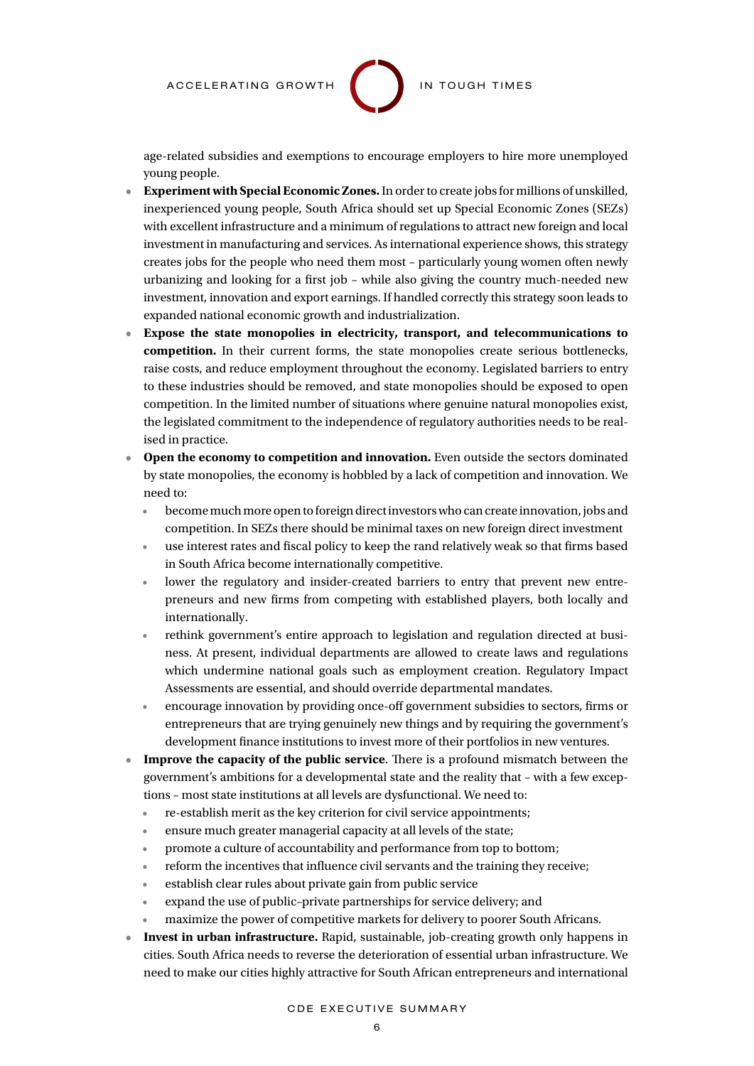age-related subsidies and exemptions to encourage employers to hire more unemployed young people.

- **Experiment with Special Economic Zones.** In order to create jobs for millions of unskilled, inexperienced young people, South Africa should set up Special Economic Zones (SEZs) with excellent infrastructure and a minimum of regulations to attract new foreign and local investment in manufacturing and services. As international experience shows, this strategy creates jobs for the people who need them most – particularly young women often newly urbanizing and looking for a first job – while also giving the country much-needed new investment, innovation and export earnings. If handled correctly this strategy soon leads to expanded national economic growth and industrialization.
- **Expose the state monopolies in electricity, transport, and telecommunications to competition.** In their current forms, the state monopolies create serious bottlenecks, raise costs, and reduce employment throughout the economy. Legislated barriers to entry to these industries should be removed, and state monopolies should be exposed to open competition. In the limited number of situations where genuine natural monopolies exist, the legislated commitment to the independence of regulatory authorities needs to be realised in practice.
- **Open the economy to competition and innovation.** Even outside the sectors dominated by state monopolies, the economy is hobbled by a lack of competition and innovation. We need to:
  - become much more open to foreign direct investors who can create innovation, jobs and competition. In SEZs there should be minimal taxes on new foreign direct investment
  - use interest rates and fiscal policy to keep the rand relatively weak so that firms based in South Africa become internationally competitive.
  - lower the regulatory and insider-created barriers to entry that prevent new entrepreneurs and new firms from competing with established players, both locally and internationally.
  - rethink government's entire approach to legislation and regulation directed at business. At present, individual departments are allowed to create laws and regulations which undermine national goals such as employment creation. Regulatory Impact Assessments are essential, and should override departmental mandates.
  - encourage innovation by providing once-off government subsidies to sectors, firms or entrepreneurs that are trying genuinely new things and by requiring the government's development finance institutions to invest more of their portfolios in new ventures.
- **Improve the capacity of the public service**. There is a profound mismatch between the government's ambitions for a developmental state and the reality that – with a few exceptions – most state institutions at all levels are dysfunctional. We need to:
  - re-establish merit as the key criterion for civil service appointments;
  - ensure much greater managerial capacity at all levels of the state;
  - promote a culture of accountability and performance from top to bottom;
  - reform the incentives that influence civil servants and the training they receive;
  - establish clear rules about private gain from public service
  - expand the use of public–private partnerships for service delivery; and
  - maximize the power of competitive markets for delivery to poorer South Africans.
- **Invest in urban infrastructure.** Rapid, sustainable, job-creating growth only happens in cities. South Africa needs to reverse the deterioration of essential urban infrastructure. We need to make our cities highly attractive for South African entrepreneurs and international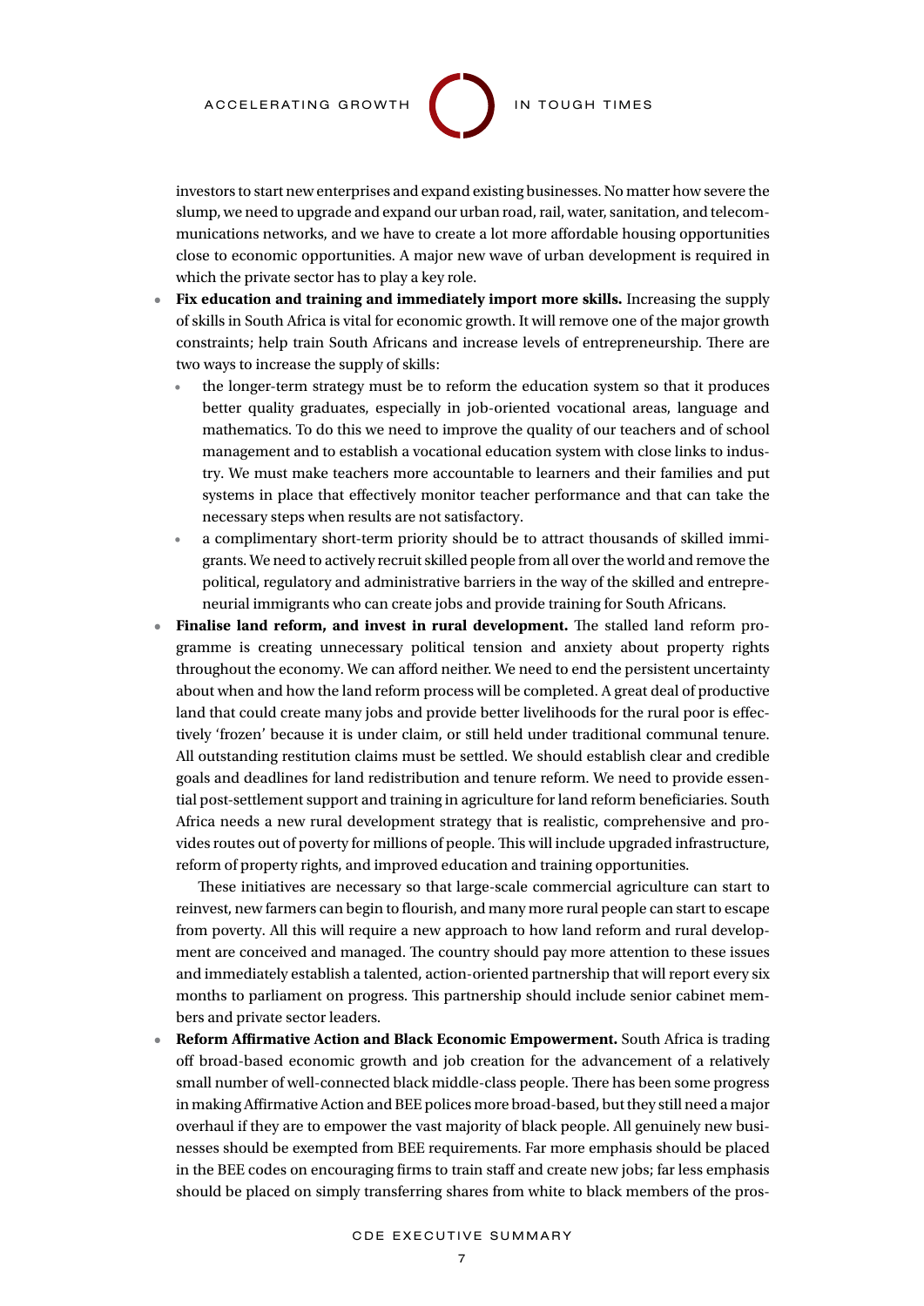investors to start new enterprises and expand existing businesses. No matter how severe the slump, we need to upgrade and expand our urban road, rail, water, sanitation, and telecommunications networks, and we have to create a lot more affordable housing opportunities close to economic opportunities. A major new wave of urban development is required in which the private sector has to play a key role.

- **Fix education and training and immediately import more skills.** Increasing the supply of skills in South Africa is vital for economic growth. It will remove one of the major growth constraints; help train South Africans and increase levels of entrepreneurship. There are two ways to increase the supply of skills:
  - the longer-term strategy must be to reform the education system so that it produces better quality graduates, especially in job-oriented vocational areas, language and mathematics. To do this we need to improve the quality of our teachers and of school management and to establish a vocational education system with close links to industry. We must make teachers more accountable to learners and their families and put systems in place that effectively monitor teacher performance and that can take the necessary steps when results are not satisfactory.
  - a complimentary short-term priority should be to attract thousands of skilled immigrants. We need to actively recruit skilled people from all over the world and remove the political, regulatory and administrative barriers in the way of the skilled and entrepreneurial immigrants who can create jobs and provide training for South Africans.
- **Finalise land reform, and invest in rural development.** The stalled land reform programme is creating unnecessary political tension and anxiety about property rights throughout the economy. We can afford neither. We need to end the persistent uncertainty about when and how the land reform process will be completed. A great deal of productive land that could create many jobs and provide better livelihoods for the rural poor is effectively 'frozen' because it is under claim, or still held under traditional communal tenure. All outstanding restitution claims must be settled. We should establish clear and credible goals and deadlines for land redistribution and tenure reform. We need to provide essential post-settlement support and training in agriculture for land reform beneficiaries. South Africa needs a new rural development strategy that is realistic, comprehensive and provides routes out of poverty for millions of people. This will include upgraded infrastructure, reform of property rights, and improved education and training opportunities.

  These initiatives are necessary so that large-scale commercial agriculture can start to reinvest, new farmers can begin to flourish, and many more rural people can start to escape from poverty. All this will require a new approach to how land reform and rural development are conceived and managed. The country should pay more attention to these issues and immediately establish a talented, action-oriented partnership that will report every six months to parliament on progress. This partnership should include senior cabinet members and private sector leaders.
- **Reform Affirmative Action and Black Economic Empowerment.** South Africa is trading off broad-based economic growth and job creation for the advancement of a relatively small number of well-connected black middle-class people. There has been some progress in making Affirmative Action and BEE polices more broad-based, but they still need a major overhaul if they are to empower the vast majority of black people. All genuinely new businesses should be exempted from BEE requirements. Far more emphasis should be placed in the BEE codes on encouraging firms to train staff and create new jobs; far less emphasis should be placed on simply transferring shares from white to black members of the pros-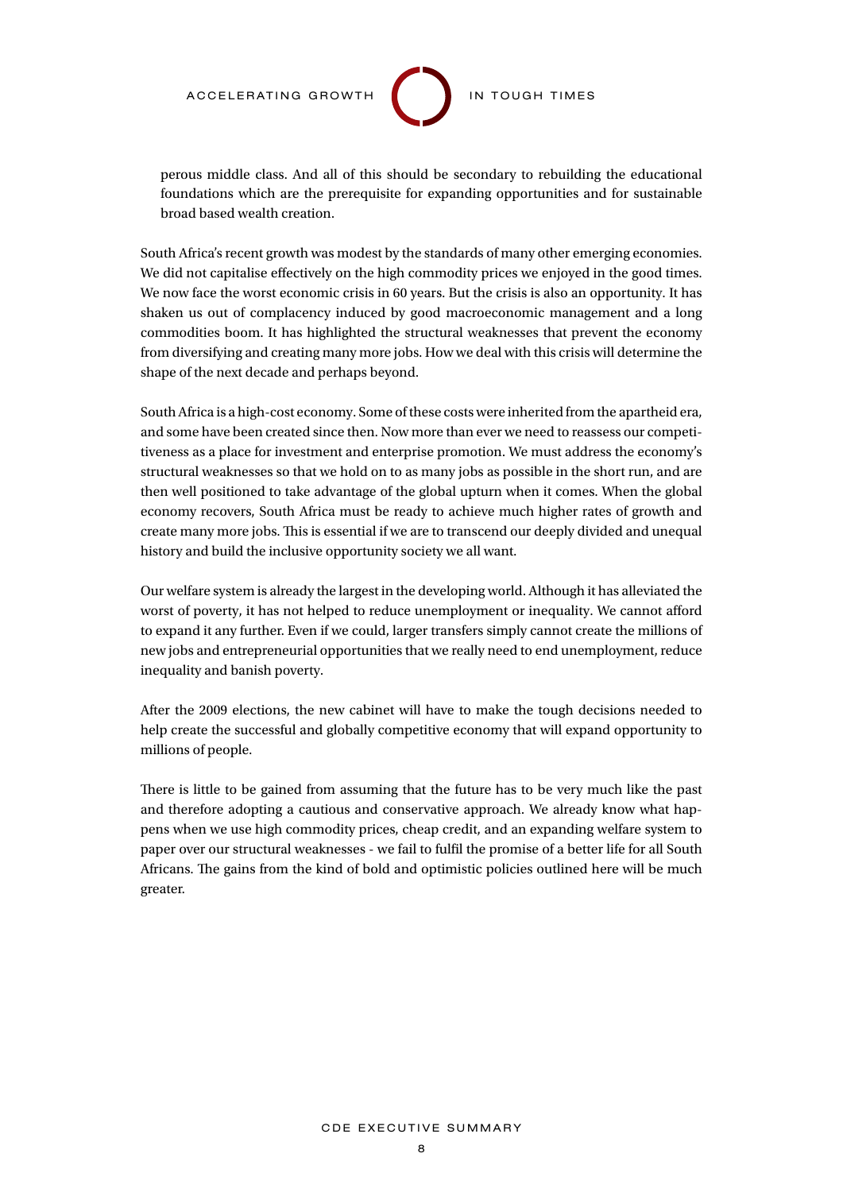perous middle class. And all of this should be secondary to rebuilding the educational foundations which are the prerequisite for expanding opportunities and for sustainable broad based wealth creation.

South Africa's recent growth was modest by the standards of many other emerging economies. We did not capitalise effectively on the high commodity prices we enjoyed in the good times. We now face the worst economic crisis in 60 years. But the crisis is also an opportunity. It has shaken us out of complacency induced by good macroeconomic management and a long commodities boom. It has highlighted the structural weaknesses that prevent the economy from diversifying and creating many more jobs. How we deal with this crisis will determine the shape of the next decade and perhaps beyond.

South Africa is a high-cost economy. Some of these costs were inherited from the apartheid era, and some have been created since then. Now more than ever we need to reassess our competitiveness as a place for investment and enterprise promotion. We must address the economy's structural weaknesses so that we hold on to as many jobs as possible in the short run, and are then well positioned to take advantage of the global upturn when it comes. When the global economy recovers, South Africa must be ready to achieve much higher rates of growth and create many more jobs. This is essential if we are to transcend our deeply divided and unequal history and build the inclusive opportunity society we all want.

Our welfare system is already the largest in the developing world. Although it has alleviated the worst of poverty, it has not helped to reduce unemployment or inequality. We cannot afford to expand it any further. Even if we could, larger transfers simply cannot create the millions of new jobs and entrepreneurial opportunities that we really need to end unemployment, reduce inequality and banish poverty.

After the 2009 elections, the new cabinet will have to make the tough decisions needed to help create the successful and globally competitive economy that will expand opportunity to millions of people.

There is little to be gained from assuming that the future has to be very much like the past and therefore adopting a cautious and conservative approach. We already know what happens when we use high commodity prices, cheap credit, and an expanding welfare system to paper over our structural weaknesses - we fail to fulfil the promise of a better life for all South Africans. The gains from the kind of bold and optimistic policies outlined here will be much greater.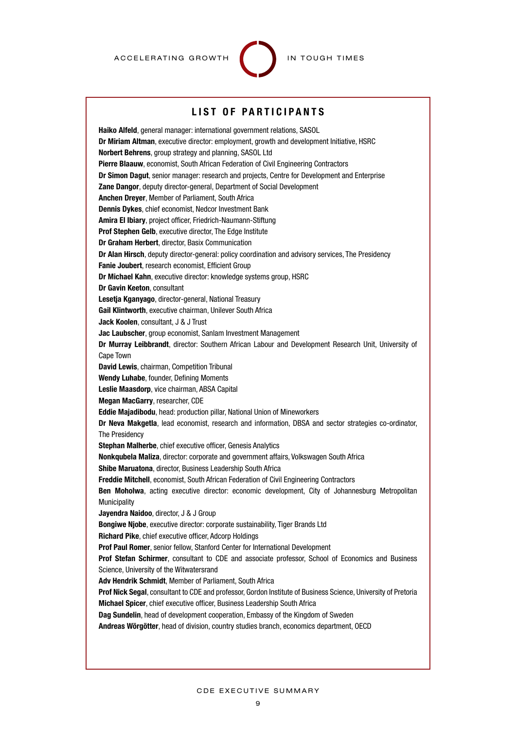## LIST OF PARTICIPANTS

**Haiko Alfeld**, general manager: international government relations, SASOL
**Dr Miriam Altman**, executive director: employment, growth and development Initiative, HSRC
**Norbert Behrens**, group strategy and planning, SASOL Ltd
**Pierre Blaauw**, economist, South African Federation of Civil Engineering Contractors
**Dr Simon Dagut**, senior manager: research and projects, Centre for Development and Enterprise
**Zane Dangor**, deputy director-general, Department of Social Development
**Anchen Dreyer**, Member of Parliament, South Africa
**Dennis Dykes**, chief economist, Nedcor Investment Bank
**Amira El Ibiary**, project officer, Friedrich-Naumann-Stiftung
**Prof Stephen Gelb**, executive director, The Edge Institute
**Dr Graham Herbert**, director, Basix Communication
**Dr Alan Hirsch**, deputy director-general: policy coordination and advisory services, The Presidency
**Fanie Joubert**, research economist, Efficient Group
**Dr Michael Kahn**, executive director: knowledge systems group, HSRC
**Dr Gavin Keeton**, consultant
**Lesetja Kganyago**, director-general, National Treasury
**Gail Klintworth**, executive chairman, Unilever South Africa
**Jack Koolen**, consultant, J & J Trust
**Jac Laubscher**, group economist, Sanlam Investment Management
**Dr Murray Leibbrandt**, director: Southern African Labour and Development Research Unit, University of Cape Town
**David Lewis**, chairman, Competition Tribunal
**Wendy Luhabe**, founder, Defining Moments
**Leslie Maasdorp**, vice chairman, ABSA Capital
**Megan MacGarry**, researcher, CDE
**Eddie Majadibodu**, head: production pillar, National Union of Mineworkers
**Dr Neva Makgetla**, lead economist, research and information, DBSA and sector strategies co-ordinator, The Presidency
**Stephan Malherbe**, chief executive officer, Genesis Analytics
**Nonkqubela Maliza**, director: corporate and government affairs, Volkswagen South Africa
**Shibe Maruatona**, director, Business Leadership South Africa
**Freddie Mitchell**, economist, South African Federation of Civil Engineering Contractors
**Ben Moholwa**, acting executive director: economic development, City of Johannesburg Metropolitan Municipality
**Jayendra Naidoo**, director, J & J Group
**Bongiwe Njobe**, executive director: corporate sustainability, Tiger Brands Ltd
**Richard Pike**, chief executive officer, Adcorp Holdings
**Prof Paul Romer**, senior fellow, Stanford Center for International Development
**Prof Stefan Schirmer**, consultant to CDE and associate professor, School of Economics and Business Science, University of the Witwatersrand
**Adv Hendrik Schmidt**, Member of Parliament, South Africa
**Prof Nick Segal**, consultant to CDE and professor, Gordon Institute of Business Science, University of Pretoria
**Michael Spicer**, chief executive officer, Business Leadership South Africa
**Dag Sundelin**, head of development cooperation, Embassy of the Kingdom of Sweden
**Andreas Wörgötter**, head of division, country studies branch, economics department, OECD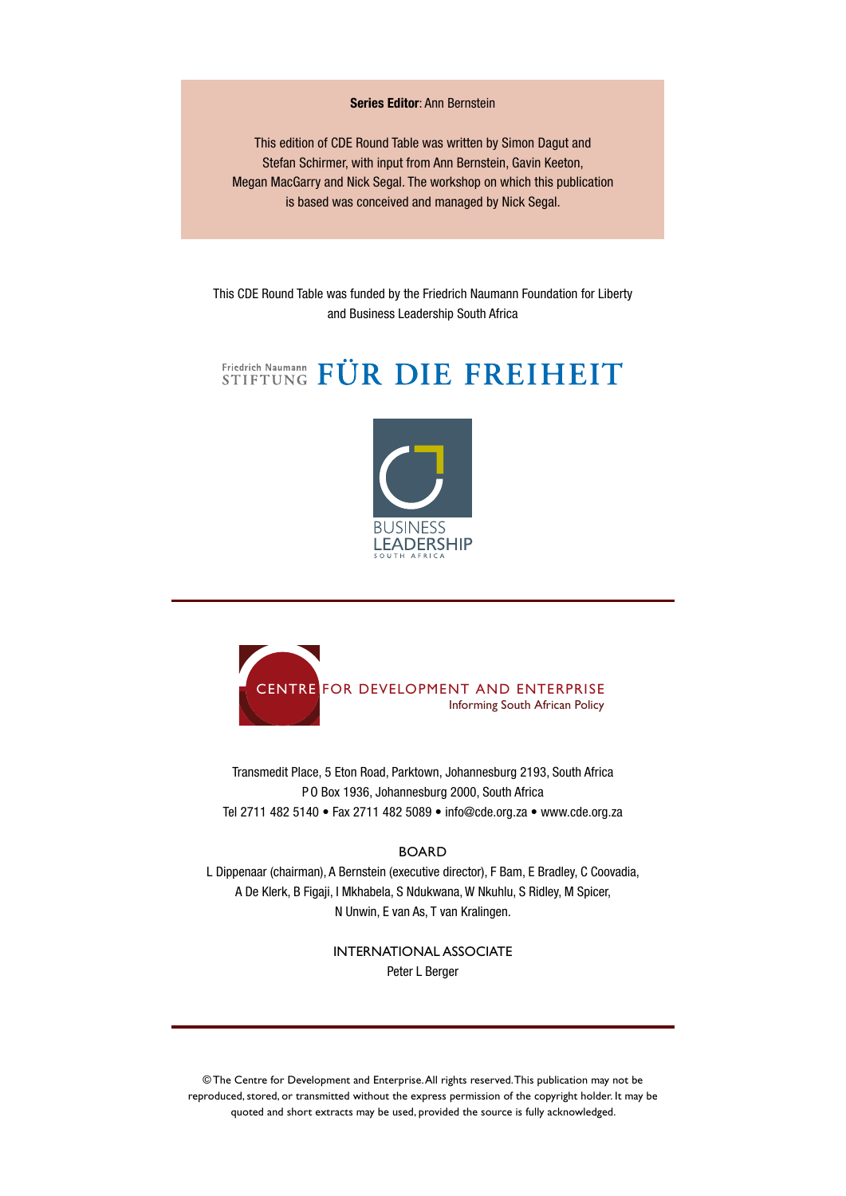**Series Editor**: Ann Bernstein

This edition of CDE Round Table was written by Simon Dagut and Stefan Schirmer, with input from Ann Bernstein, Gavin Keeton, Megan MacGarry and Nick Segal. The workshop on which this publication is based was conceived and managed by Nick Segal.

This CDE Round Table was funded by the Friedrich Naumann Foundation for Liberty and Business Leadership South Africa

Friedrich Naumann STIFTUNG FÜR DIE FREIHEIT

BUSINESS LEADERSHIP SOUTH AFRICA

CENTRE FOR DEVELOPMENT AND ENTERPRISE
Informing South African Policy

Transmedit Place, 5 Eton Road, Parktown, Johannesburg 2193, South Africa
P O Box 1936, Johannesburg 2000, South Africa
Tel 2711 482 5140 • Fax 2711 482 5089 • info@cde.org.za • www.cde.org.za

BOARD

L Dippenaar (chairman), A Bernstein (executive director), F Bam, E Bradley, C Coovadia, A De Klerk, B Figaji, I Mkhabela, S Ndukwana, W Nkuhlu, S Ridley, M Spicer, N Unwin, E van As, T van Kralingen.

INTERNATIONAL ASSOCIATE

Peter L Berger

© The Centre for Development and Enterprise. All rights reserved. This publication may not be reproduced, stored, or transmitted without the express permission of the copyright holder. It may be quoted and short extracts may be used, provided the source is fully acknowledged.